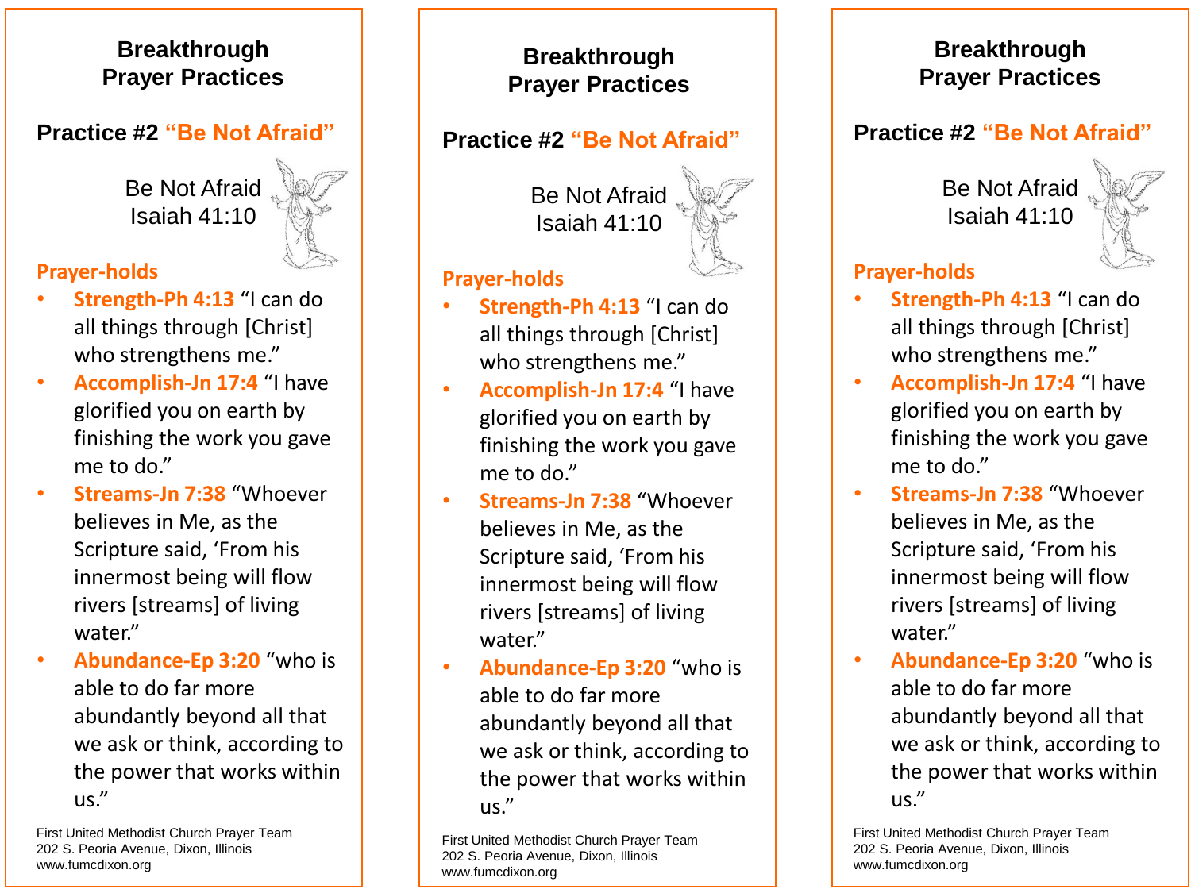# Breakthrough Prayer Practices

## Practice #2 **"Be Not Afraid"**

Be Not Afraid
Isaiah 41:10

### Prayer-holds

- **Strength-Ph 4:13** "I can do all things through [Christ] who strengthens me."
- **Accomplish-Jn 17:4** "I have glorified you on earth by finishing the work you gave me to do."
- **Streams-Jn 7:38** "Whoever believes in Me, as the Scripture said, 'From his innermost being will flow rivers [streams] of living water."
- **Abundance-Ep 3:20** "who is able to do far more abundantly beyond all that we ask or think, according to the power that works within us."

First United Methodist Church Prayer Team
202 S. Peoria Avenue, Dixon, Illinois
www.fumcdixon.org

# Breakthrough Prayer Practices

## Practice #2 **"Be Not Afraid"**

Be Not Afraid
Isaiah 41:10

### Prayer-holds

- **Strength-Ph 4:13** "I can do all things through [Christ] who strengthens me."
- **Accomplish-Jn 17:4** "I have glorified you on earth by finishing the work you gave me to do."
- **Streams-Jn 7:38** "Whoever believes in Me, as the Scripture said, 'From his innermost being will flow rivers [streams] of living water."
- **Abundance-Ep 3:20** "who is able to do far more abundantly beyond all that we ask or think, according to the power that works within us."

First United Methodist Church Prayer Team
202 S. Peoria Avenue, Dixon, Illinois
www.fumcdixon.org

# Breakthrough Prayer Practices

## Practice #2 **"Be Not Afraid"**

Be Not Afraid
Isaiah 41:10

### Prayer-holds

- **Strength-Ph 4:13** "I can do all things through [Christ] who strengthens me."
- **Accomplish-Jn 17:4** "I have glorified you on earth by finishing the work you gave me to do."
- **Streams-Jn 7:38** "Whoever believes in Me, as the Scripture said, 'From his innermost being will flow rivers [streams] of living water."
- **Abundance-Ep 3:20** "who is able to do far more abundantly beyond all that we ask or think, according to the power that works within us."

First United Methodist Church Prayer Team
202 S. Peoria Avenue, Dixon, Illinois
www.fumcdixon.org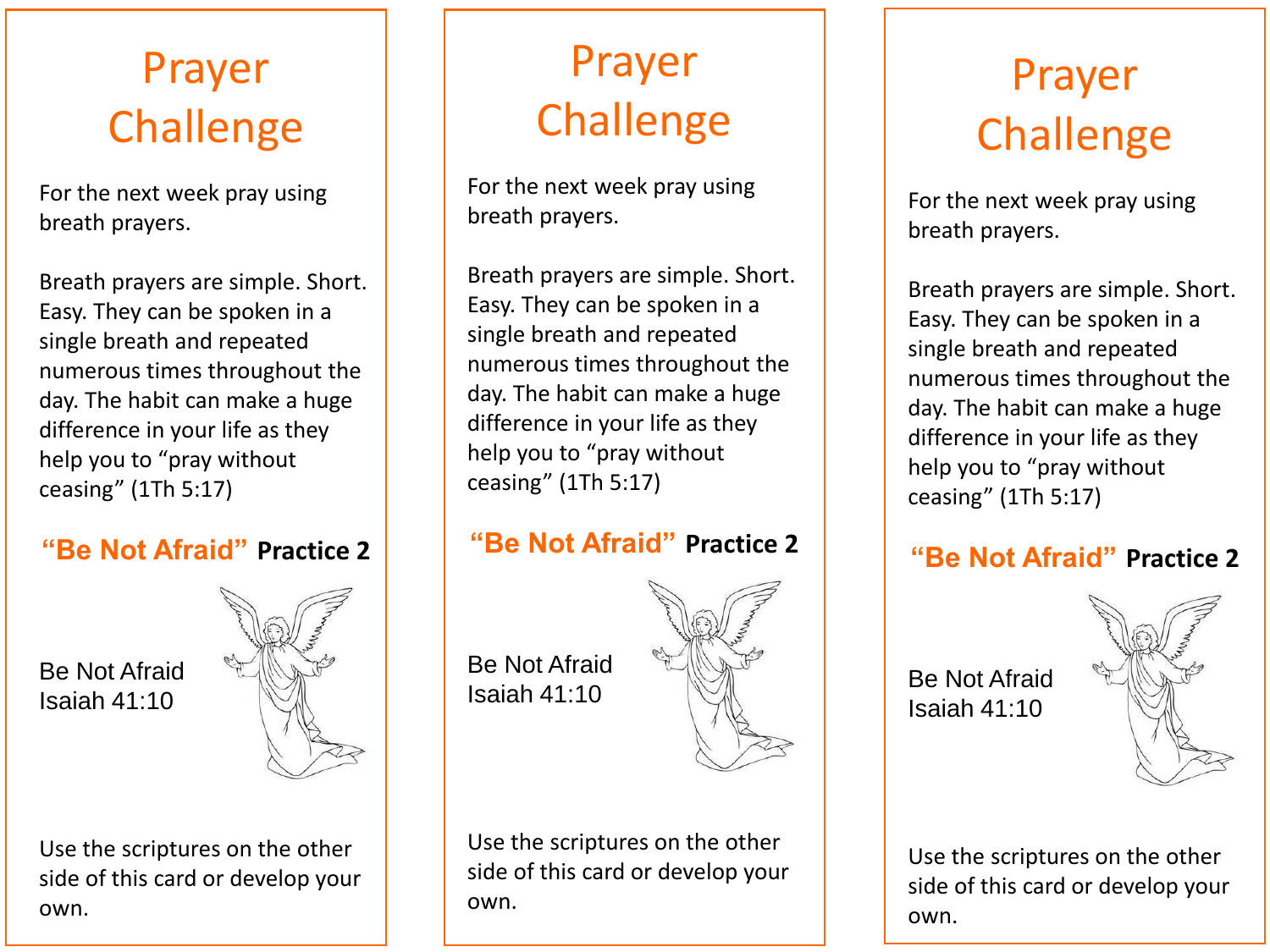# Prayer Challenge

For the next week pray using breath prayers.

Breath prayers are simple. Short. Easy. They can be spoken in a single breath and repeated numerous times throughout the day. The habit can make a huge difference in your life as they help you to “pray without ceasing” (1Th 5:17)

**“Be Not Afraid” Practice 2**

Be Not Afraid
Isaiah 41:10

Use the scriptures on the other side of this card or develop your own.

# Prayer Challenge

For the next week pray using breath prayers.

Breath prayers are simple. Short. Easy. They can be spoken in a single breath and repeated numerous times throughout the day. The habit can make a huge difference in your life as they help you to “pray without ceasing” (1Th 5:17)

**“Be Not Afraid” Practice 2**

Be Not Afraid
Isaiah 41:10

Use the scriptures on the other side of this card or develop your own.

# Prayer Challenge

For the next week pray using breath prayers.

Breath prayers are simple. Short. Easy. They can be spoken in a single breath and repeated numerous times throughout the day. The habit can make a huge difference in your life as they help you to “pray without ceasing” (1Th 5:17)

**“Be Not Afraid” Practice 2**

Be Not Afraid
Isaiah 41:10

Use the scriptures on the other side of this card or develop your own.